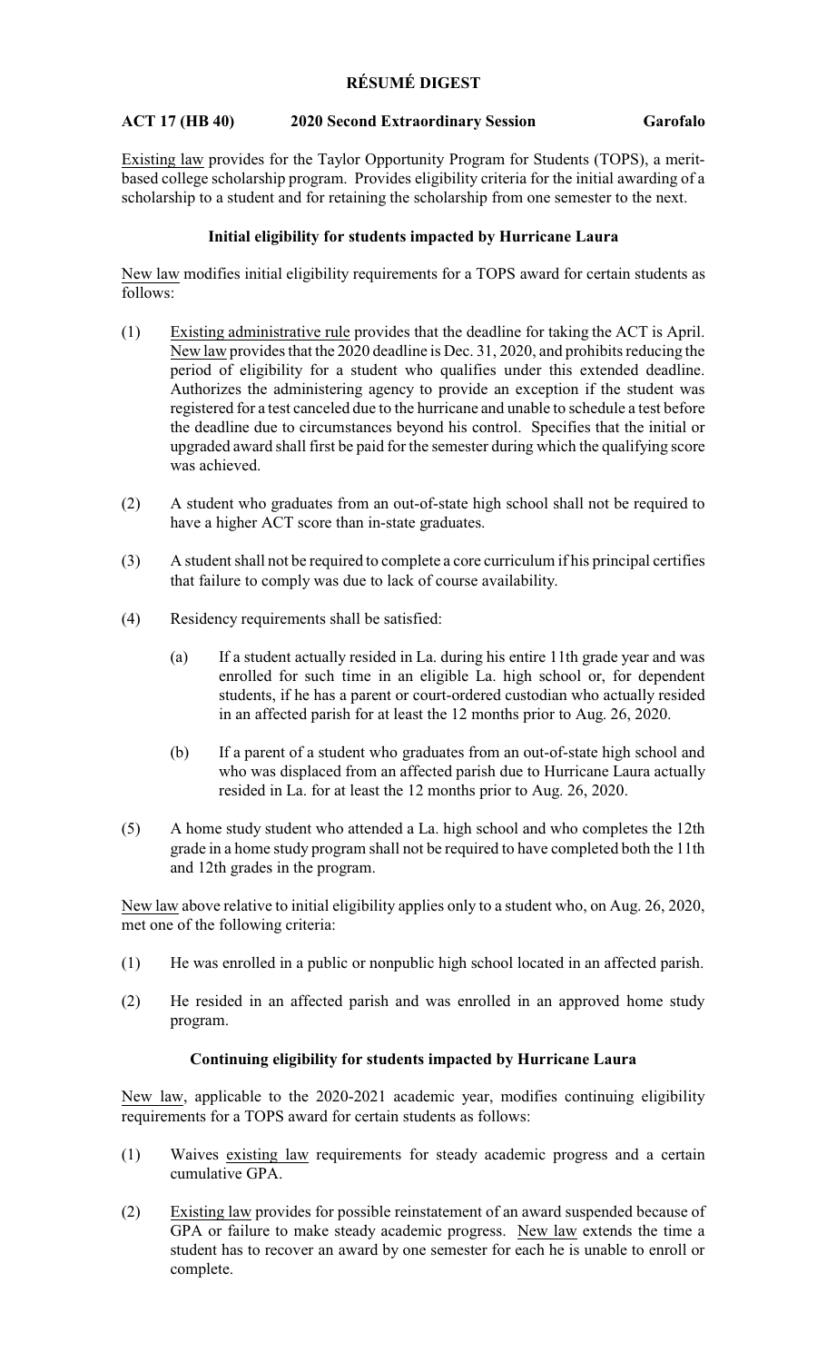# RÉSUMÉ DIGEST

**ACT 17 (HB 40) 2020 Second Extraordinary Session Garofalo**

Existing law provides for the Taylor Opportunity Program for Students (TOPS), a merit-based college scholarship program. Provides eligibility criteria for the initial awarding of a scholarship to a student and for retaining the scholarship from one semester to the next.

## Initial eligibility for students impacted by Hurricane Laura

New law modifies initial eligibility requirements for a TOPS award for certain students as follows:

(1) Existing administrative rule provides that the deadline for taking the ACT is April. New law provides that the 2020 deadline is Dec. 31, 2020, and prohibits reducing the period of eligibility for a student who qualifies under this extended deadline. Authorizes the administering agency to provide an exception if the student was registered for a test canceled due to the hurricane and unable to schedule a test before the deadline due to circumstances beyond his control. Specifies that the initial or upgraded award shall first be paid for the semester during which the qualifying score was achieved.

(2) A student who graduates from an out-of-state high school shall not be required to have a higher ACT score than in-state graduates.

(3) A student shall not be required to complete a core curriculum if his principal certifies that failure to comply was due to lack of course availability.

(4) Residency requirements shall be satisfied:

   (a) If a student actually resided in La. during his entire 11th grade year and was enrolled for such time in an eligible La. high school or, for dependent students, if he has a parent or court-ordered custodian who actually resided in an affected parish for at least the 12 months prior to Aug. 26, 2020.

   (b) If a parent of a student who graduates from an out-of-state high school and who was displaced from an affected parish due to Hurricane Laura actually resided in La. for at least the 12 months prior to Aug. 26, 2020.

(5) A home study student who attended a La. high school and who completes the 12th grade in a home study program shall not be required to have completed both the 11th and 12th grades in the program.

New law above relative to initial eligibility applies only to a student who, on Aug. 26, 2020, met one of the following criteria:

(1) He was enrolled in a public or nonpublic high school located in an affected parish.

(2) He resided in an affected parish and was enrolled in an approved home study program.

## Continuing eligibility for students impacted by Hurricane Laura

New law, applicable to the 2020-2021 academic year, modifies continuing eligibility requirements for a TOPS award for certain students as follows:

(1) Waives existing law requirements for steady academic progress and a certain cumulative GPA.

(2) Existing law provides for possible reinstatement of an award suspended because of GPA or failure to make steady academic progress. New law extends the time a student has to recover an award by one semester for each he is unable to enroll or complete.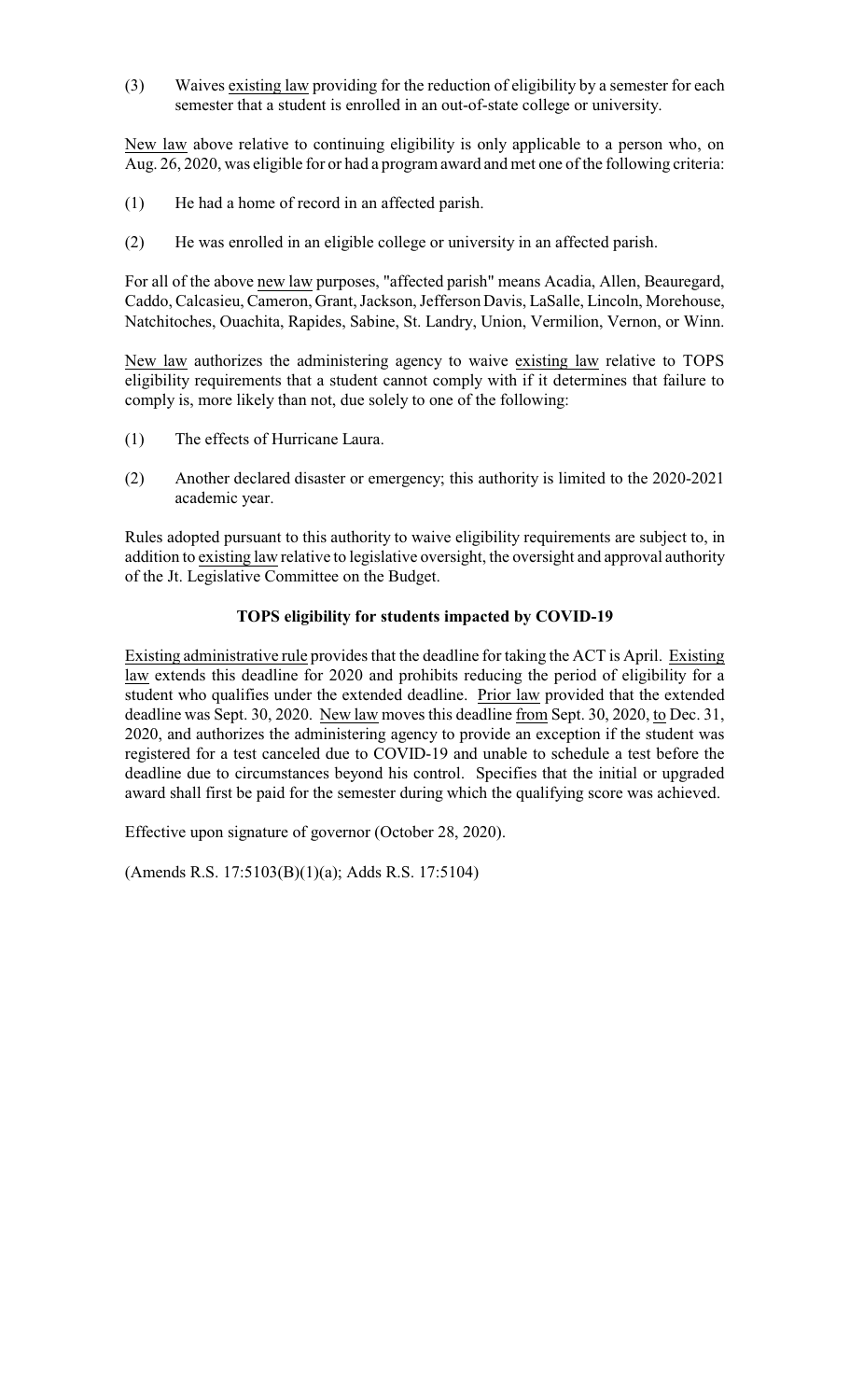(3) Waives existing law providing for the reduction of eligibility by a semester for each semester that a student is enrolled in an out-of-state college or university.

New law above relative to continuing eligibility is only applicable to a person who, on Aug. 26, 2020, was eligible for or had a program award and met one of the following criteria:

(1) He had a home of record in an affected parish.

(2) He was enrolled in an eligible college or university in an affected parish.

For all of the above new law purposes, "affected parish" means Acadia, Allen, Beauregard, Caddo, Calcasieu, Cameron, Grant, Jackson, Jefferson Davis, LaSalle, Lincoln, Morehouse, Natchitoches, Ouachita, Rapides, Sabine, St. Landry, Union, Vermilion, Vernon, or Winn.

New law authorizes the administering agency to waive existing law relative to TOPS eligibility requirements that a student cannot comply with if it determines that failure to comply is, more likely than not, due solely to one of the following:

(1) The effects of Hurricane Laura.

(2) Another declared disaster or emergency; this authority is limited to the 2020-2021 academic year.

Rules adopted pursuant to this authority to waive eligibility requirements are subject to, in addition to existing law relative to legislative oversight, the oversight and approval authority of the Jt. Legislative Committee on the Budget.

**TOPS eligibility for students impacted by COVID-19**

Existing administrative rule provides that the deadline for taking the ACT is April. Existing law extends this deadline for 2020 and prohibits reducing the period of eligibility for a student who qualifies under the extended deadline. Prior law provided that the extended deadline was Sept. 30, 2020. New law moves this deadline from Sept. 30, 2020, to Dec. 31, 2020, and authorizes the administering agency to provide an exception if the student was registered for a test canceled due to COVID-19 and unable to schedule a test before the deadline due to circumstances beyond his control. Specifies that the initial or upgraded award shall first be paid for the semester during which the qualifying score was achieved.

Effective upon signature of governor (October 28, 2020).

(Amends R.S. 17:5103(B)(1)(a); Adds R.S. 17:5104)